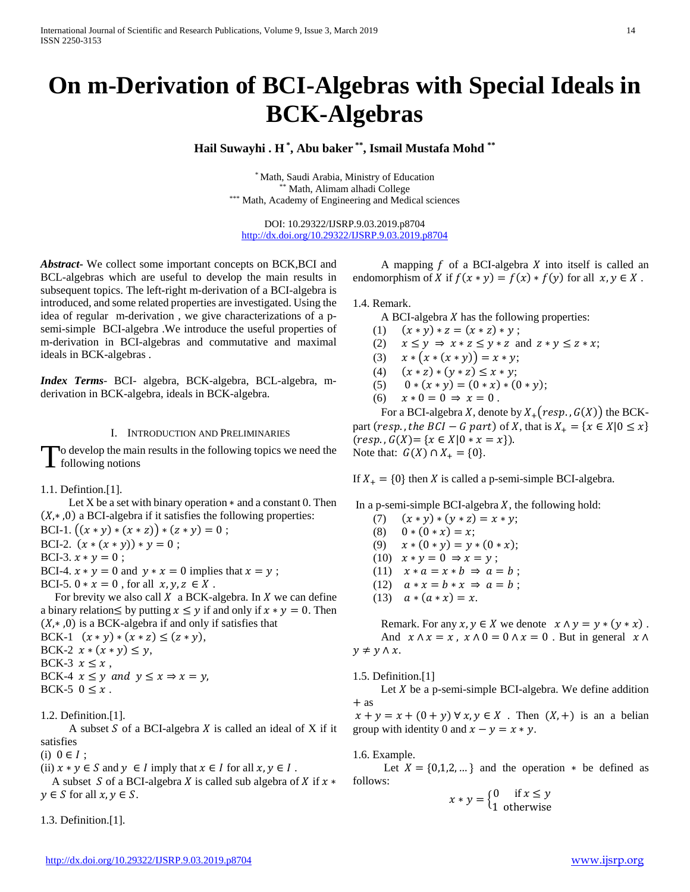# On m-Derivation of BCI-Algebras with Special Ideals in BCK-Algebras

**Hail Suwayhi . H [*], Abu baker [**], Ismail Mustafa Mohd [**]**

[*] Math, Saudi Arabia, Ministry of Education
[**] Math, Alimam alhadi College
[***] Math, Academy of Engineering and Medical sciences

DOI: 10.29322/IJSRP.9.03.2019.p8704
http://dx.doi.org/10.29322/IJSRP.9.03.2019.p8704

***Abstract*-** We collect some important concepts on BCK,BCI and BCL-algebras which are useful to develop the main results in subsequent topics. The left-right m-derivation of a BCI-algebra is introduced, and some related properties are investigated. Using the idea of regular m-derivation , we give characterizations of a p-semi-simple BCI-algebra .We introduce the useful properties of m-derivation in BCI-algebras and commutative and maximal ideals in BCK-algebras .

***Index Terms*-** BCI- algebra, BCK-algebra, BCL-algebra, m-derivation in BCK-algebra, ideals in BCK-algebra.

## I. Introduction and Preliminaries

To develop the main results in the following topics we need the following notions

1.1. Defintion.[1].

Let X be a set with binary operation $*$ and a constant 0. Then $(X,*,0)$ a BCI-algebra if it satisfies the following properties:

BCI-1. $((x*y)*(x*z))*(z*y)=0$ ;

BCI-2. $(x*(x*y))*y=0$ ;

BCI-3. $x*y=0$ ;

BCI-4. $x*y=0$ and $y*x=0$ implies that $x=y$ ;

BCI-5. $0*x=0$ , for all $x,y,z\in X$ .

For brevity we also call $X$ a BCK-algebra. In $X$ we can define a binary relation$\leq$ by putting $x\leq y$ if and only if $x*y=0$. Then $(X,*,0)$ is a BCK-algebra if and only if satisfies that

BCK-1 $(x*y)*(x*z)\leq(z*y)$,

BCK-2 $x*(x*y)\leq y$,

BCK-3 $x\leq x$ ,

BCK-4 $x\leq y$ *and* $y\leq x\Rightarrow x=y$,

BCK-5 $0\leq x$ .

1.2. Definition.[1].

A subset $S$ of a BCI-algebra $X$ is called an ideal of X if it satisfies

(i) $0\in I$ ;

(ii) $x*y\in S$ and $y\in I$ imply that $x\in I$ for all $x,y\in I$ .

A subset $S$ of a BCI-algebra $X$ is called sub algebra of $X$ if $x*y\in S$ for all $x,y\in S$.

1.3. Definition.[1].

A mapping $f$ of a BCI-algebra $X$ into itself is called an endomorphism of $X$ if $f(x*y)=f(x)*f(y)$ for all $x,y\in X$ .

1.4. Remark.

A BCI-algebra $X$ has the following properties:

(1) $(x*y)*z=(x*z)*y$ ;

(2) $x\leq y\Rightarrow x*z\leq y*z$ and $z*y\leq z*x$;

(3) $x*(x*(x*y))=x*y$;

(4) $(x*z)*(y*z)\leq x*y$;

(5) $0*(x*y)=(0*x)*(0*y)$;

(6) $x*0=0\Rightarrow x=0$ .

For a BCI-algebra $X$, denote by $X_+(resp., G(X))$ the BCK-part $(resp., the\ BCI-G\ part)$ of $X$, that is $X_+=\{x\in X|0\leq x\}$ $(resp., G(X)=\{x\in X|0*x=x\})$.

Note that: $G(X)\cap X_+=\{0\}$.

If $X_+=\{0\}$ then $X$ is called a p-semi-simple BCI-algebra.

In a p-semi-simple BCI-algebra $X$, the following hold:

(7) $(x*y)*(y*z)=x*y$;

(8) $0*(0*x)=x$;

(9) $x*(0*y)=y*(0*x)$;

(10) $x*y=0\Rightarrow x=y$ ;

(11) $x*a=x*b\Rightarrow a=b$ ;

(12) $a*x=b*x\Rightarrow a=b$ ;

(13) $a*(a*x)=x$.

Remark. For any $x,y\in X$ we denote $x\wedge y=y*(y*x)$ .

And $x\wedge x=x$ , $x\wedge 0=0\wedge x=0$ . But in general $x\wedge y\neq y\wedge x$.

1.5. Definition.[1]

Let $X$ be a p-semi-simple BCI-algebra. We define addition $+$ as

$x+y=x+(0+y)\ \forall\, x,y\in X$ . Then $(X,+)$ is an a belian group with identity 0 and $x-y=x*y$.

1.6. Example.

Let $X=\{0,1,2,\dots\}$ and the operation $*$ be defined as follows:

$$x*y=\begin{cases}0 & \text{if } x\leq y\\ 1 & \text{otherwise}\end{cases}$$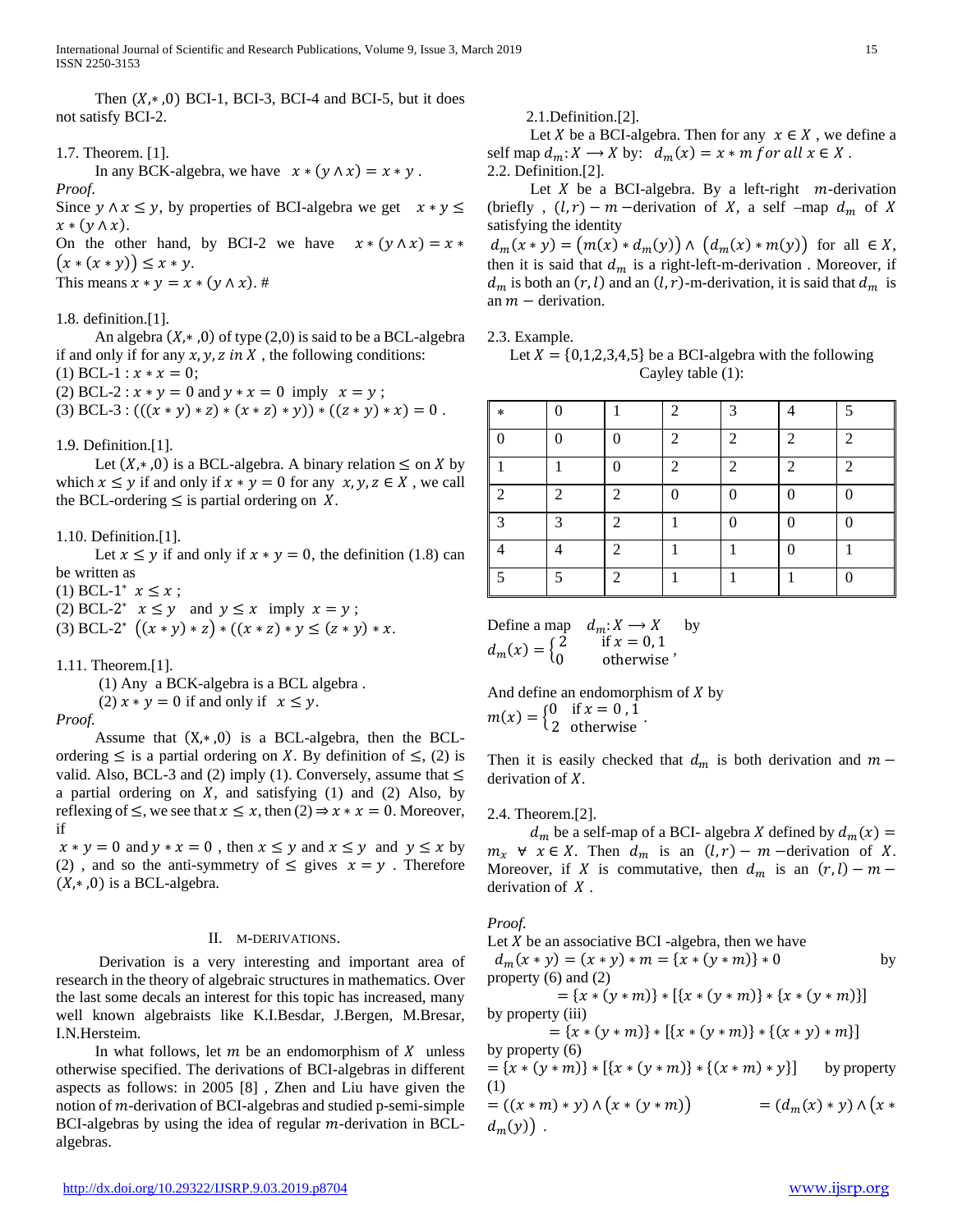Then $(X,*,0)$ BCI-1, BCI-3, BCI-4 and BCI-5, but it does not satisfy BCI-2.

1.7. Theorem. [1].

In any BCK-algebra, we have $x*(y\wedge x)=x*y$ .

*Proof.*

Since $y\wedge x\le y$, by properties of BCI-algebra we get $x*y\le x*(y\wedge x)$.

On the other hand, by BCI-2 we have $x*(y\wedge x)=x*(x*(x*y))\le x*y$.

This means $x*y=x*(y\wedge x)$. #

1.8. definition.[1].

An algebra $(X,*,0)$ of type (2,0) is said to be a BCL-algebra if and only if for any $x,y,z\ in\ X$ , the following conditions:

(1) BCL-1 : $x*x=0$;

(2) BCL-2 : $x*y=0$ and $y*x=0$ imply $x=y$ ;

(3) BCL-3 : $(((x*y)*z)*(x*z)*y))*((z*y)*x)=0$ .

1.9. Definition.[1].

Let $(X,*,0)$ is a BCL-algebra. A binary relation $\le$ on $X$ by which $x\le y$ if and only if $x*y=0$ for any $x,y,z\in X$ , we call the BCL-ordering $\le$ is partial ordering on $X$.

1.10. Definition.[1].

Let $x\le y$ if and only if $x*y=0$, the definition (1.8) can be written as

(1) BCL-1* $x\le x$ ;

(2) BCL-2* $x\le y$ and $y\le x$ imply $x=y$ ;

(3) BCL-2* $((x*y)*z)*((x*z)*y\le(z*y)*x$.

1.11. Theorem.[1].

(1) Any a BCK-algebra is a BCL algebra .

(2) $x*y=0$ if and only if $x\le y$.

*Proof.*

Assume that $(X,*,0)$ is a BCL-algebra, then the BCL-ordering $\le$ is a partial ordering on $X$. By definition of $\le$, (2) is valid. Also, BCL-3 and (2) imply (1). Conversely, assume that $\le$ a partial ordering on $X$, and satisfying (1) and (2) Also, by reflexing of $\le$, we see that $x\le x$, then (2) $\Rightarrow x*x=0$. Moreover, if

$x*y=0$ and $y*x=0$ , then $x\le y$ and $x\le y$ and $y\le x$ by (2) , and so the anti-symmetry of $\le$ gives $x=y$ . Therefore $(X,*,0)$ is a BCL-algebra.

## II. M-DERIVATIONS.

Derivation is a very interesting and important area of research in the theory of algebraic structures in mathematics. Over the last some decals an interest for this topic has increased, many well known algebraists like K.I.Besdar, J.Bergen, M.Bresar, I.N.Hersteim.

In what follows, let $m$ be an endomorphism of $X$ unless otherwise specified. The derivations of BCI-algebras in different aspects as follows: in 2005 [8] , Zhen and Liu have given the notion of $m$-derivation of BCI-algebras and studied p-semi-simple BCI-algebras by using the idea of regular $m$-derivation in BCL-algebras.

2.1.Definition.[2].

Let $X$ be a BCI-algebra. Then for any $x\in X$ , we define a self map $d_m:X\longrightarrow X$ by: $d_m(x)=x*m\ for\ all\ x\in X$ .

2.2. Definition.[2].

Let $X$ be a BCI-algebra. By a left-right $m$-derivation (briefly , $(l,r)-m-$derivation of $X$, a self –map $d_m$ of $X$ satisfying the identity

$d_m(x*y)=\big(m(x)*d_m(y)\big)\wedge\big(d_m(x)*m(y)\big)$ for all $\in X$, then it is said that $d_m$ is a right-left-m-derivation . Moreover, if $d_m$ is both an $(r,l)$ and an $(l,r)$-m-derivation, it is said that $d_m$ is an $m-$ derivation.

2.3. Example.

Let $X=\{0,1,2,3,4,5\}$ be a BCI-algebra with the following Cayley table (1):

| * | 0 | 1 | 2 | 3 | 4 | 5 |
|---|---|---|---|---|---|---|
| 0 | 0 | 0 | 2 | 2 | 2 | 2 |
| 1 | 1 | 0 | 2 | 2 | 2 | 2 |
| 2 | 2 | 2 | 0 | 0 | 0 | 0 |
| 3 | 3 | 2 | 1 | 0 | 0 | 0 |
| 4 | 4 | 2 | 1 | 1 | 0 | 1 |
| 5 | 5 | 2 | 1 | 1 | 1 | 0 |

Define a map $d_m:X\longrightarrow X$ by

$d_m(x)=\begin{cases}2 & \text{if } x=0,1\\ 0 & \text{otherwise}\end{cases}$,

And define an endomorphism of $X$ by

$m(x)=\begin{cases}0 & \text{if } x=0\ ,1\\ 2 & \text{otherwise}\end{cases}$.

Then it is easily checked that $d_m$ is both derivation and $m-$ derivation of $X$.

2.4. Theorem.[2].

$d_m$ be a self-map of a BCI- algebra $X$ defined by $d_m(x)=m_x\ \forall\ x\in X$. Then $d_m$ is an $(l,r)-m-$derivation of $X$. Moreover, if $X$ is commutative, then $d_m$ is an $(r,l)-m-$derivation of $X$ .

*Proof.*

Let $X$ be an associative BCI -algebra, then we have

$d_m(x*y)=(x*y)*m=\{x*(y*m)\}*0$ by property (6) and (2)

$=\{x*(y*m)\}*[\{x*(y*m)\}*\{x*(y*m)\}]$ by property (iii)

$=\{x*(y*m)\}*[\{x*(y*m)\}*\{(x*y)*m\}]$ by property (6)

$=\{x*(y*m)\}*[\{x*(y*m)\}*\{(x*m)*y\}]$ by property (1)

$=((x*m)*y)\wedge\big(x*(y*m)\big)$ $=(d_m(x)*y)\wedge\big(x*d_m(y)\big)$ .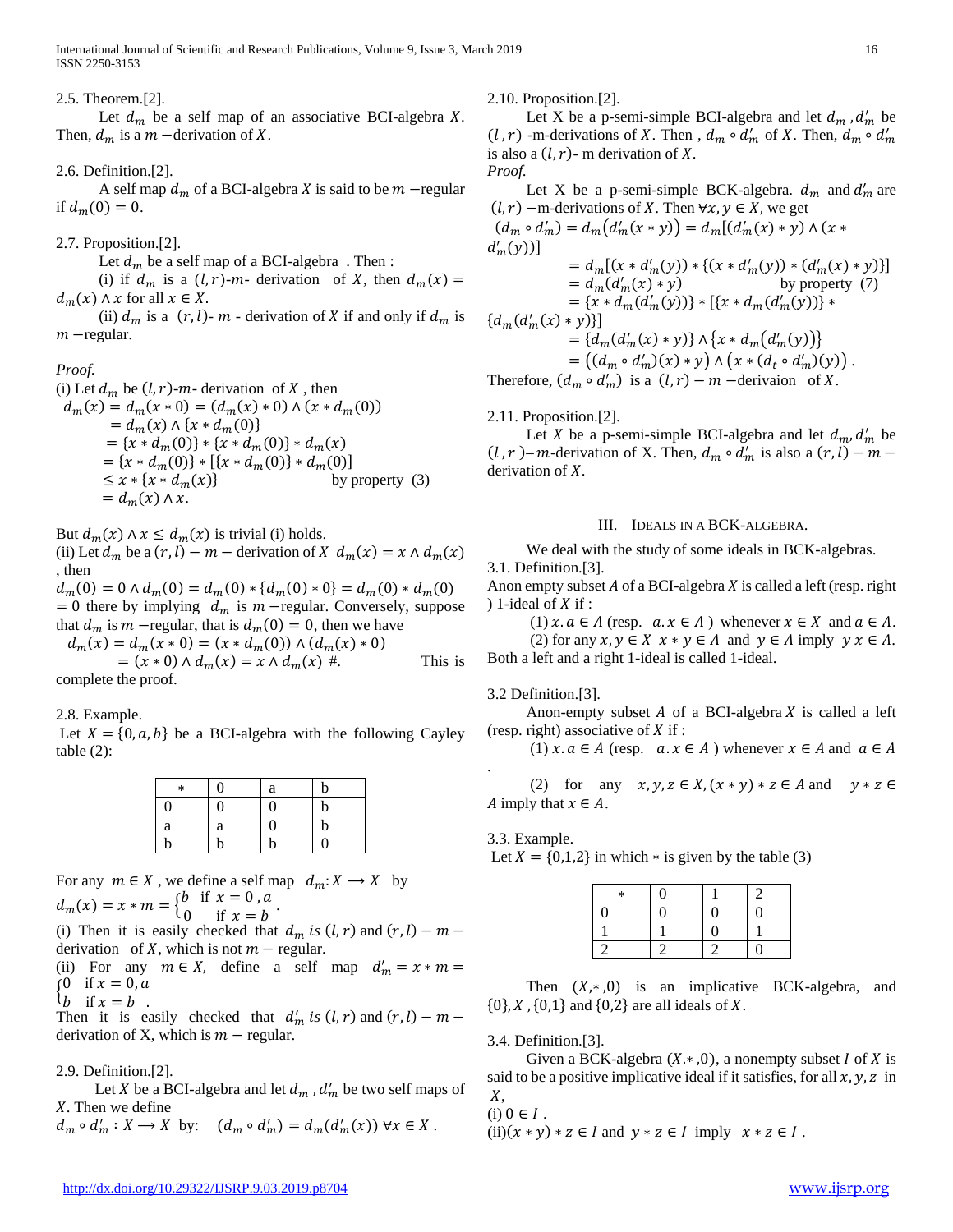2.5. Theorem.[2].

Let $d_m$ be a self map of an associative BCI-algebra $X$. Then, $d_m$ is a $m-$derivation of $X$.

2.6. Definition.[2].

A self map $d_m$ of a BCI-algebra $X$ is said to be $m-$regular if $d_m(0) = 0$.

2.7. Proposition.[2].

Let $d_m$ be a self map of a BCI-algebra . Then :

(i) if $d_m$ is a $(l,r)$-*m*- derivation of $X$, then $d_m(x) = d_m(x) \wedge x$ for all $x \in X$.

(ii) $d_m$ is a $(r,l)$- $m$ - derivation of $X$ if and only if $d_m$ is $m-$regular.

*Proof.*

(i) Let $d_m$ be $(l,r)$-*m*- derivation of $X$ , then

$$\begin{aligned} d_m(x) &= d_m(x*0) = (d_m(x)*0) \wedge (x*d_m(0)) \\ &= d_m(x) \wedge \{x*d_m(0)\} \\ &= \{x*d_m(0)\} * \{x*d_m(0)\} * d_m(x) \\ &= \{x*d_m(0)\} * [\{x*d_m(0)\} * d_m(0)] \\ &\le x*\{x*d_m(x)\} \qquad \text{by property (3)} \\ &= d_m(x) \wedge x. \end{aligned}$$

But $d_m(x) \wedge x \le d_m(x)$ is trivial (i) holds.

(ii) Let $d_m$ be a $(r,l) - m -$ derivation of $X$ $d_m(x) = x \wedge d_m(x)$ , then

$d_m(0) = 0 \wedge d_m(0) = d_m(0) * \{d_m(0) * 0\} = d_m(0) * d_m(0) = 0$ there by implying $d_m$ is $m-$regular. Conversely, suppose that $d_m$ is $m-$regular, that is $d_m(0) = 0$, then we have

$$\begin{aligned} d_m(x) &= d_m(x*0) = (x*d_m(0)) \wedge (d_m(x)*0) \\ &= (x*0) \wedge d_m(x) = x \wedge d_m(x) \ \#. \end{aligned}$$

This is complete the proof.

2.8. Example.

Let $X = \{0,a,b\}$ be a BCI-algebra with the following Cayley table (2):

| $*$ | 0 | a | b |
|---|---|---|---|
| 0 | 0 | 0 | b |
| a | a | 0 | b |
| b | b | b | 0 |

For any $m \in X$ , we define a self map $d_m : X \longrightarrow X$ by

$d_m(x) = x*m = \begin{cases} b & \text{if } x = 0\,, a \\ 0 & \text{if } x = b \end{cases}$.

(i) Then it is easily checked that $d_m$ *is* $(l,r)$ and $(r,l) - m -$ derivation of $X$, which is not $m-$ regular.

(ii) For any $m \in X$, define a self map $d'_m = x*m = \begin{cases} 0 & \text{if } x = 0, a \\ b & \text{if } x = b \end{cases}$.

Then it is easily checked that $d'_m$ *is* $(l,r)$ and $(r,l) - m -$ derivation of X, which is $m-$ regular.

2.9. Definition.[2].

Let $X$ be a BCI-algebra and let $d_m$ , $d'_m$ be two self maps of $X$. Then we define

$d_m \circ d'_m : X \longrightarrow X$ by: $(d_m \circ d'_m) = d_m(d'_m(x))\ \forall x \in X$ .

2.10. Proposition.[2].

Let X be a p-semi-simple BCI-algebra and let $d_m$ , $d'_m$ be $(l,r)$ -m-derivations of $X$. Then , $d_m \circ d'_m$ of $X$. Then, $d_m \circ d'_m$ is also a $(l,r)$- m derivation of $X$.

*Proof.*

Let X be a p-semi-simple BCK-algebra. $d_m$ and $d'_m$ are $(l,r)$ $-$m-derivations of $X$. Then $\forall x,y \in X$, we get

$$\begin{aligned} (d_m \circ d'_m) &= d_m(d'_m(x*y)) = d_m[(d'_m(x)*y) \wedge (x*d'_m(y))] \\ &= d_m[(x*d'_m(y)) * \{(x*d'_m(y)) * (d'_m(x)*y)\}] \\ &= d_m(d'_m(x)*y) \qquad \text{by property (7)} \\ &= \{x*d_m(d'_m(y))\} * [\{x*d_m(d'_m(y))\} * \{d_m(d'_m(x)*y)\}] \\ &= \{d_m(d'_m(x)*y)\} \wedge \{x*d_m(d'_m(y))\} \\ &= ((d_m \circ d'_m)(x)*y) \wedge (x*(d_t \circ d'_m)(y)). \end{aligned}$$

Therefore, $(d_m \circ d'_m)$ is a $(l,r) - m -$derivaion of $X$.

2.11. Proposition.[2].

Let $X$ be a p-semi-simple BCI-algebra and let $d_m, d'_m$ be $(l\,,r\,)-m$-derivation of X. Then, $d_m \circ d'_m$ is also a $(r,l) - m -$ derivation of $X$.

## III. Ideals in a BCK-algebra.

We deal with the study of some ideals in BCK-algebras.

3.1. Definition.[3].

Anon empty subset $A$ of a BCI-algebra $X$ is called a left (resp. right ) 1-ideal of $X$ if :

(1) $x.a \in A$ (resp. $a.x \in A$ ) whenever $x \in X$ and $a \in A$.

(2) for any $x,y \in X$ $x*y \in A$ and $y \in A$ imply $y\,x \in A$.

Both a left and a right 1-ideal is called 1-ideal.

3.2 Definition.[3].

Anon-empty subset $A$ of a BCI-algebra $X$ is called a left (resp. right) associative of $X$ if :

(1) $x.a \in A$ (resp. $a.x \in A$ ) whenever $x \in A$ and $a \in A$ .

(2) for any $x,y,z \in X, (x*y)*z \in A$ and $y*z \in A$ imply that $x \in A$.

3.3. Example.

Let $X = \{0,1,2\}$ in which $*$ is given by the table (3)

| $*$ | 0 | 1 | 2 |
|---|---|---|---|
| 0 | 0 | 0 | 0 |
| 1 | 1 | 0 | 1 |
| 2 | 2 | 2 | 0 |

Then $(X,*,0)$ is an implicative BCK-algebra, and $\{0\}, X, \{0,1\}$ and $\{0,2\}$ are all ideals of $X$.

3.4. Definition.[3].

Given a BCK-algebra $(X.*,0)$, a nonempty subset $I$ of $X$ is said to be a positive implicative ideal if it satisfies, for all $x,y,z$ in $X$,

(i) $0 \in I$ .

(ii)$(x*y)*z \in I$ and $y*z \in I$ imply $x*z \in I$ .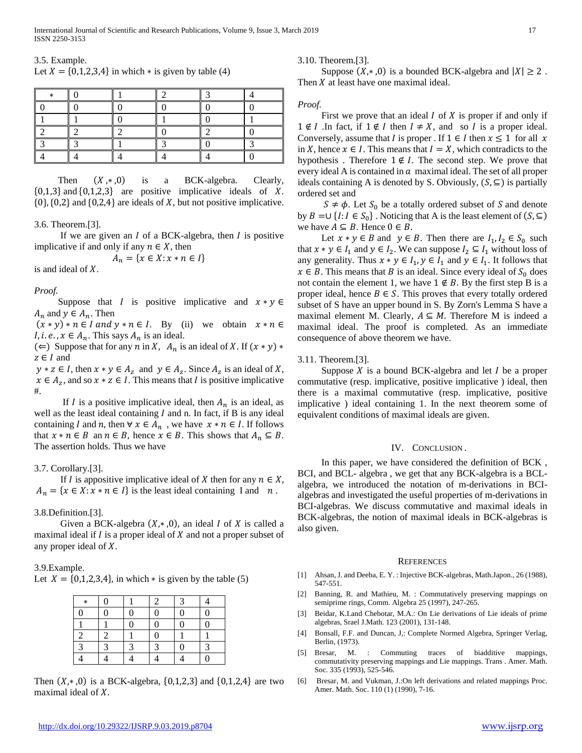3.5. Example.

Let $X = \{0,1,2,3,4\}$ in which $*$ is given by table (4)

| $*$ | 0 | 1 | 2 | 3 | 4 |
|---|---|---|---|---|---|
| 0 | 0 | 0 | 0 | 0 | 0 |
| 1 | 1 | 0 | 1 | 0 | 1 |
| 2 | 2 | 2 | 0 | 2 | 0 |
| 3 | 3 | 1 | 3 | 0 | 3 |
| 4 | 4 | 4 | 4 | 4 | 0 |

Then $(X,*,0)$ is a BCK-algebra. Clearly, $\{0,1,3\}$ and $\{0,1,2,3\}$ are positive implicative ideals of $X$. $\{0\}, \{0,2\}$ and $\{0,2,4\}$ are ideals of $X$, but not positive implicative.

3.6. Theorem.[3].

If we are given an $I$ of a BCK-algebra, then $I$ is positive implicative if and only if any $n \in X$, then

$$A_n = \{x \in X : x * n \in I\}$$

is and ideal of $X$.

*Proof.*

Suppose that $I$ is positive implicative and $x * y \in A_n$ and $y \in A_n$. Then $(x * y) * n \in I$ and $y * n \in I$. By (ii) we obtain $x * n \in I, i.e., x \in A_n$. This says $A_n$ is an ideal.

$(\Leftarrow)$ Suppose that for any $n$ in $X$, $A_n$ is an ideal of $X$. If $(x * y) * z \in I$ and

$y * z \in I$, then $x * y \in A_z$ and $y \in A_z$. Since $A_z$ is an ideal of $X$, $x \in A_z$, and so $x * z \in I$. This means that $I$ is positive implicative #.

If $I$ is a positive implicative ideal, then $A_n$ is an ideal, as well as the least ideal containing $I$ and n. In fact, if B is any ideal containing $I$ and $n$, then $\forall x \in A_n$, we have $x * n \in I$. If follows that $x * n \in B$ an $n \in B$, hence $x \in B$. This shows that $A_n \subseteq B$. The assertion holds. Thus we have

3.7. Corollary.[3].

If $I$ is appositive implicative ideal of $X$ then for any $n \in X$, $A_n = \{x \in X : x * n \in I\}$ is the least ideal containing I and $n$.

3.8.Definition.[3].

Given a BCK-algebra $(X,*,0)$, an ideal $I$ of $X$ is called a maximal ideal if $I$ is a proper ideal of $X$ and not a proper subset of any proper ideal of $X$.

3.9.Example.

Let $X = \{0,1,2,3,4\}$, in which $*$ is given by the table (5)

| $*$ | 0 | 1 | 2 | 3 | 4 |
|---|---|---|---|---|---|
| 0 | 0 | 0 | 0 | 0 | 0 |
| 1 | 1 | 0 | 0 | 0 | 0 |
| 2 | 2 | 1 | 0 | 1 | 1 |
| 3 | 3 | 3 | 3 | 0 | 3 |
| 4 | 4 | 4 | 4 | 4 | 0 |

Then $(X,*,0)$ is a BCK-algebra, $\{0,1,2,3\}$ and $\{0,1,2,4\}$ are two maximal ideal of $X$.

3.10. Theorem.[3].

Suppose $(X,*,0)$ is a bounded BCK-algebra and $|X| \geq 2$ . Then $X$ at least have one maximal ideal.

*Proof.*

First we prove that an ideal $I$ of $X$ is proper if and only if $1 \notin I$ .In fact, if $1 \notin I$ then $I \neq X$, and so $I$ is a proper ideal. Conversely, assume that $I$ is proper . If $1 \in I$ then $x \leq 1$ for all $x$ in $X$, hence $x \in I$. This means that $I = X$, which contradicts to the hypothesis . Therefore $1 \notin I$. The second step. We prove that every ideal A is contained in $a$ maximal ideal. The set of all proper ideals containing A is denoted by S. Obviously, $(S, \subseteq)$ is partially ordered set and

$S \neq \phi$. Let $S_0$ be a totally ordered subset of $S$ and denote by $B = \cup\{I : I \in S_0\}$ . Noticing that A is the least element of $(S, \subseteq)$ we have $A \subseteq B$. Hence $0 \in B$.

Let $x * y \in B$ and $y \in B$. Then there are $I_1, I_2 \in S_0$ such that $x * y \in I_1$ and $y \in I_2$. We can suppose $I_2 \subseteq I_1$ without loss of any generality. Thus $x * y \in I_1, y \in I_1$ and $y \in I_1$. It follows that $x \in B$. This means that $B$ is an ideal. Since every ideal of $S_0$ does not contain the element 1, we have $1 \notin B$. By the first step B is a proper ideal, hence $B \in S$. This proves that every totally ordered subset of S have an upper bound in S. By Zorn's Lemma S have a maximal element M. Clearly, $A \subseteq M$. Therefore M is indeed a maximal ideal. The proof is completed. As an immediate consequence of above theorem we have.

3.11. Theorem.[3].

Suppose $X$ is a bound BCK-algebra and let $I$ be a proper commutative (resp. implicative, positive implicative ) ideal, then there is a maximal commutative (resp. implicative, positive implicative ) ideal containing 1. In the next theorem some of equivalent conditions of maximal ideals are given.

## IV. Conclusion .

In this paper, we have considered the definition of BCK , BCI, and BCL- algebra , we get that any BCK-algebra is a BCL-algebra, we introduced the notation of m-derivations in BCI-algebras and investigated the useful properties of m-derivations in BCI-algebras. We discuss commutative and maximal ideals in BCK-algebras, the notion of maximal ideals in BCK-algebras is also given.

## References

[1] Ahsan, J. and Deeba, E. Y. : Injective BCK-algebras, Math.Japon., 26 (1988), 547-551.

[2] Banning, R. and Mathieu, M. : Commutatively preserving mappings on semiprime rings, Comm. Algebra 25 (1997), 247-265.

[3] Beidar, K.I.and Chebotar, M.A.: On Lie derivations of Lie ideals of prime algebras, Srael J.Math. 123 (2001), 131-148.

[4] Bonsall, F.F. and Duncan, J,: Complete Normed Algebra, Springer Verlag, Berlin, (1973).

[5] Bresar, M. : Commuting traces of biadditive mappings, commutativity preserving mappings and Lie mappings. Trans . Amer. Math. Soc. 335 (1993), 525-546.

[6] Bresar, M. and Vukman, J.:On left derivations and related mappings Proc. Amer. Math. Soc. 110 (1) (1990), 7-16.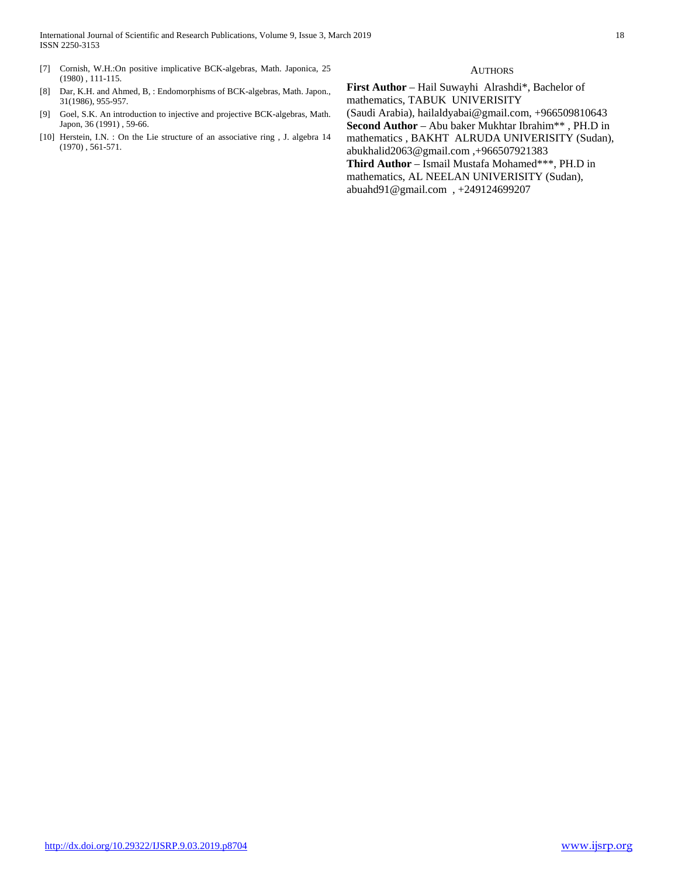[7] Cornish, W.H.:On positive implicative BCK-algebras, Math. Japonica, 25 (1980) , 111-115.

[8] Dar, K.H. and Ahmed, B, : Endomorphisms of BCK-algebras, Math. Japon., 31(1986), 955-957.

[9] Goel, S.K. An introduction to injective and projective BCK-algebras, Math. Japon, 36 (1991) , 59-66.

[10] Herstein, I.N. : On the Lie structure of an associative ring , J. algebra 14 (1970) , 561-571.

## AUTHORS

**First Author** – Hail Suwayhi Alrashdi*, Bachelor of mathematics, TABUK UNIVERISITY (Saudi Arabia), hailaldyabai@gmail.com, +966509810643

**Second Author** – Abu baker Mukhtar Ibrahim** , PH.D in mathematics , BAKHT ALRUDA UNIVERISITY (Sudan), abukhalid2063@gmail.com ,+966507921383

**Third Author** – Ismail Mustafa Mohamed***, PH.D in mathematics, AL NEELAN UNIVERISITY (Sudan), abuahd91@gmail.com , +249124699207